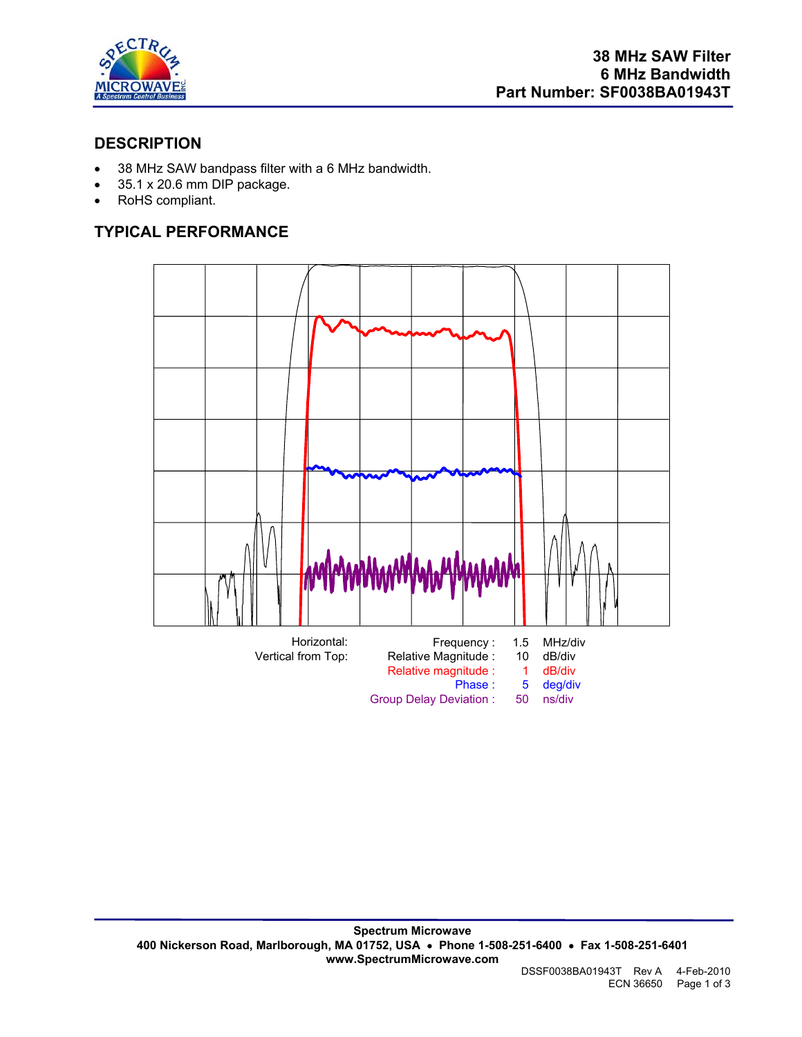# 38 MHz SAW Filter
# 6 MHz Bandwidth
# Part Number: SF0038BA01943T

## DESCRIPTION

- 38 MHz SAW bandpass filter with a 6 MHz bandwidth.
- 35.1 x 20.6 mm DIP package.
- RoHS compliant.

## TYPICAL PERFORMANCE

| Horizontal: | Frequency : | 1.5 | MHz/div |
|---|---|---|---|
| Vertical from Top: | Relative Magnitude : | 10 | dB/div |
| | Relative magnitude : | 1 | dB/div |
| | Phase : | 5 | deg/div |
| | Group Delay Deviation : | 50 | ns/div |

**Spectrum Microwave**
**400 Nickerson Road, Marlborough, MA 01752, USA • Phone 1-508-251-6400 • Fax 1-508-251-6401**
**www.SpectrumMicrowave.com**

DSSF0038BA01943T Rev A 4-Feb-2010
ECN 36650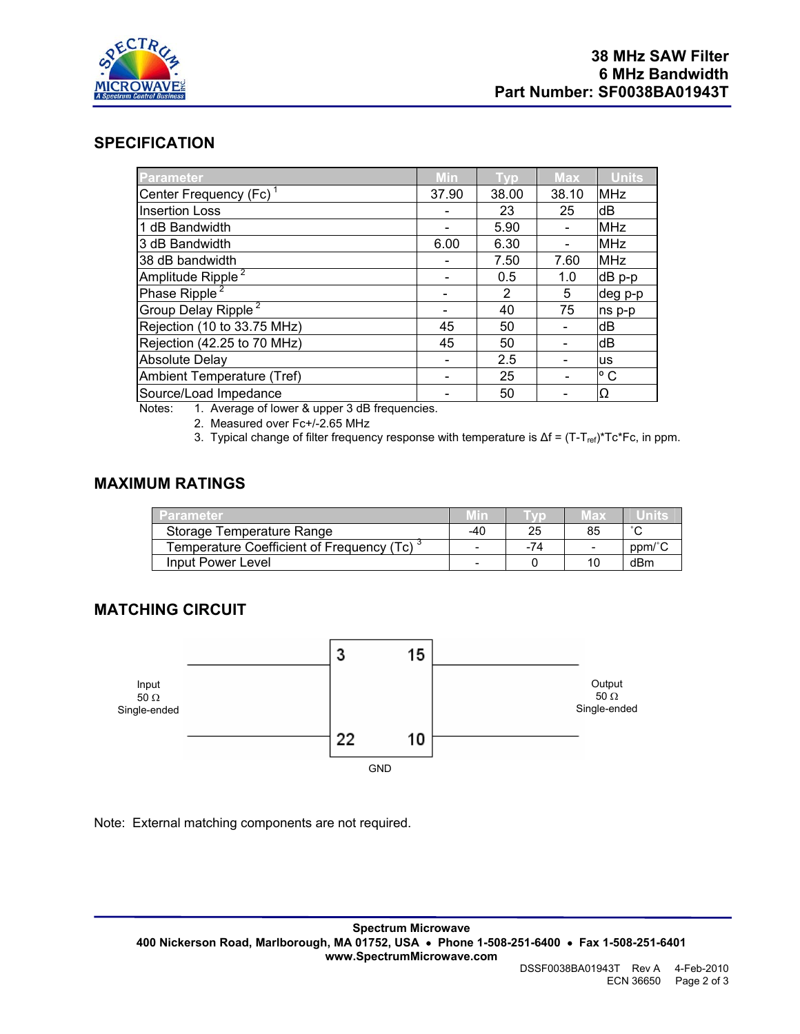## SPECIFICATION

| Parameter | Min | Typ | Max | Units |
|---|---|---|---|---|
| Center Frequency (Fc) [1] | 37.90 | 38.00 | 38.10 | MHz |
| Insertion Loss | - | 23 | 25 | dB |
| 1 dB Bandwidth | - | 5.90 | - | MHz |
| 3 dB Bandwidth | 6.00 | 6.30 | - | MHz |
| 38 dB bandwidth | - | 7.50 | 7.60 | MHz |
| Amplitude Ripple [2] | - | 0.5 | 1.0 | dB p-p |
| Phase Ripple [2] | - | 2 | 5 | deg p-p |
| Group Delay Ripple [2] | - | 40 | 75 | ns p-p |
| Rejection (10 to 33.75 MHz) | 45 | 50 | - | dB |
| Rejection (42.25 to 70 MHz) | 45 | 50 | - | dB |
| Absolute Delay | - | 2.5 | - | us |
| Ambient Temperature (Tref) | - | 25 | - | ° C |
| Source/Load Impedance | - | 50 | - | Ω |

Notes:
1. Average of lower & upper 3 dB frequencies.
2. Measured over Fc+/-2.65 MHz
3. Typical change of filter frequency response with temperature is $\Delta f = (T-T_{ref})*Tc*Fc$, in ppm.

## MAXIMUM RATINGS

| Parameter | Min | Typ | Max | Units |
|---|---|---|---|---|
| Storage Temperature Range | -40 | 25 | 85 | ˚C |
| Temperature Coefficient of Frequency (Tc) [3] | - | -74 | - | ppm/˚C |
| Input Power Level | - | 0 | 10 | dBm |

## MATCHING CIRCUIT

Input 50 Ω Single-ended — pins 3, 22 — pins 15, 10 — Output 50 Ω Single-ended

GND

Note: External matching components are not required.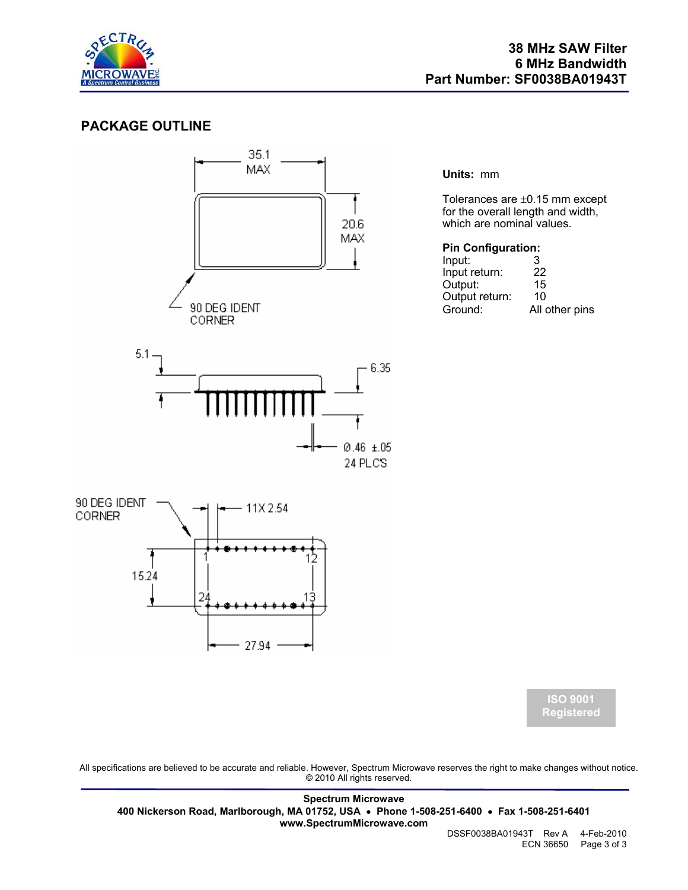## PACKAGE OUTLINE

35.1 MAX

20.6 MAX

90 DEG IDENT CORNER

5.1

6.35

Ø.46 ±.05
24 PLCS

90 DEG IDENT CORNER

11X 2.54

15.24

1
12
24
13

27.94

**Units:** mm

Tolerances are ±0.15 mm except for the overall length and width, which are nominal values.

**Pin Configuration:**

| | |
|---|---|
| Input: | 3 |
| Input return: | 22 |
| Output: | 15 |
| Output return: | 10 |
| Ground: | All other pins |

ISO 9001 Registered

All specifications are believed to be accurate and reliable. However, Spectrum Microwave reserves the right to make changes without notice.
© 2010 All rights reserved.

**Spectrum Microwave**
**400 Nickerson Road, Marlborough, MA 01752, USA • Phone 1-508-251-6400 • Fax 1-508-251-6401**
**www.SpectrumMicrowave.com**

DSSF0038BA01943T Rev A 4-Feb-2010
ECN 36650